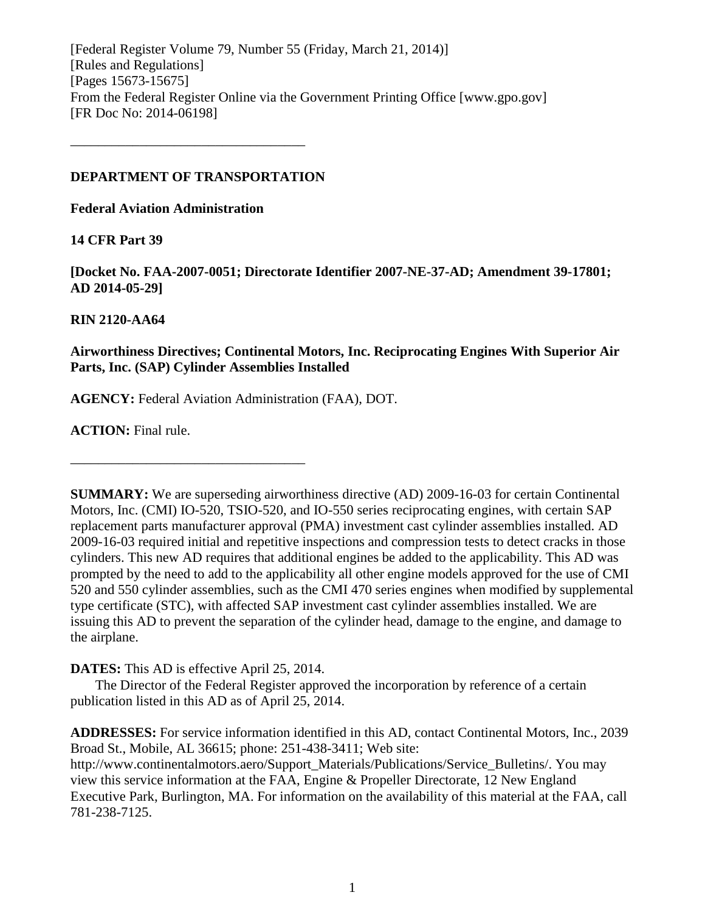[Federal Register Volume 79, Number 55 (Friday, March 21, 2014)]
[Rules and Regulations]
[Pages 15673-15675]
From the Federal Register Online via the Government Printing Office [www.gpo.gov]
[FR Doc No: 2014-06198]

---

**DEPARTMENT OF TRANSPORTATION**

**Federal Aviation Administration**

**14 CFR Part 39**

**[Docket No. FAA-2007-0051; Directorate Identifier 2007-NE-37-AD; Amendment 39-17801; AD 2014-05-29]**

**RIN 2120-AA64**

**Airworthiness Directives; Continental Motors, Inc. Reciprocating Engines With Superior Air Parts, Inc. (SAP) Cylinder Assemblies Installed**

**AGENCY:** Federal Aviation Administration (FAA), DOT.

**ACTION:** Final rule.

---

**SUMMARY:** We are superseding airworthiness directive (AD) 2009-16-03 for certain Continental Motors, Inc. (CMI) IO-520, TSIO-520, and IO-550 series reciprocating engines, with certain SAP replacement parts manufacturer approval (PMA) investment cast cylinder assemblies installed. AD 2009-16-03 required initial and repetitive inspections and compression tests to detect cracks in those cylinders. This new AD requires that additional engines be added to the applicability. This AD was prompted by the need to add to the applicability all other engine models approved for the use of CMI 520 and 550 cylinder assemblies, such as the CMI 470 series engines when modified by supplemental type certificate (STC), with affected SAP investment cast cylinder assemblies installed. We are issuing this AD to prevent the separation of the cylinder head, damage to the engine, and damage to the airplane.

**DATES:** This AD is effective April 25, 2014.

The Director of the Federal Register approved the incorporation by reference of a certain publication listed in this AD as of April 25, 2014.

**ADDRESSES:** For service information identified in this AD, contact Continental Motors, Inc., 2039 Broad St., Mobile, AL 36615; phone: 251-438-3411; Web site: http://www.continentalmotors.aero/Support_Materials/Publications/Service_Bulletins/. You may view this service information at the FAA, Engine & Propeller Directorate, 12 New England Executive Park, Burlington, MA. For information on the availability of this material at the FAA, call 781-238-7125.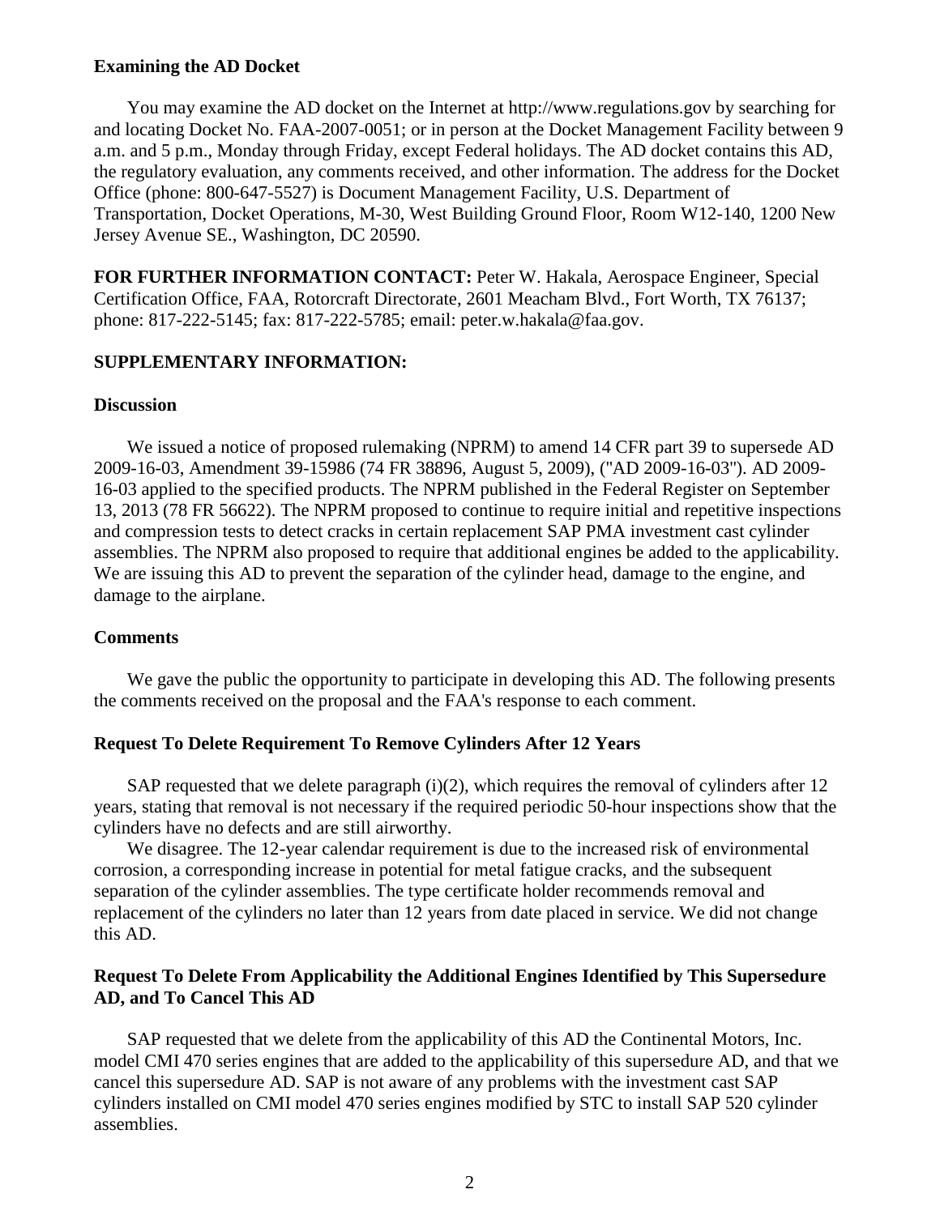**Examining the AD Docket**

You may examine the AD docket on the Internet at http://www.regulations.gov by searching for and locating Docket No. FAA-2007-0051; or in person at the Docket Management Facility between 9 a.m. and 5 p.m., Monday through Friday, except Federal holidays. The AD docket contains this AD, the regulatory evaluation, any comments received, and other information. The address for the Docket Office (phone: 800-647-5527) is Document Management Facility, U.S. Department of Transportation, Docket Operations, M-30, West Building Ground Floor, Room W12-140, 1200 New Jersey Avenue SE., Washington, DC 20590.

**FOR FURTHER INFORMATION CONTACT:** Peter W. Hakala, Aerospace Engineer, Special Certification Office, FAA, Rotorcraft Directorate, 2601 Meacham Blvd., Fort Worth, TX 76137; phone: 817-222-5145; fax: 817-222-5785; email: peter.w.hakala@faa.gov.

**SUPPLEMENTARY INFORMATION:**

**Discussion**

We issued a notice of proposed rulemaking (NPRM) to amend 14 CFR part 39 to supersede AD 2009-16-03, Amendment 39-15986 (74 FR 38896, August 5, 2009), ("AD 2009-16-03"). AD 2009-16-03 applied to the specified products. The NPRM published in the Federal Register on September 13, 2013 (78 FR 56622). The NPRM proposed to continue to require initial and repetitive inspections and compression tests to detect cracks in certain replacement SAP PMA investment cast cylinder assemblies. The NPRM also proposed to require that additional engines be added to the applicability. We are issuing this AD to prevent the separation of the cylinder head, damage to the engine, and damage to the airplane.

**Comments**

We gave the public the opportunity to participate in developing this AD. The following presents the comments received on the proposal and the FAA's response to each comment.

**Request To Delete Requirement To Remove Cylinders After 12 Years**

SAP requested that we delete paragraph (i)(2), which requires the removal of cylinders after 12 years, stating that removal is not necessary if the required periodic 50-hour inspections show that the cylinders have no defects and are still airworthy.

We disagree. The 12-year calendar requirement is due to the increased risk of environmental corrosion, a corresponding increase in potential for metal fatigue cracks, and the subsequent separation of the cylinder assemblies. The type certificate holder recommends removal and replacement of the cylinders no later than 12 years from date placed in service. We did not change this AD.

**Request To Delete From Applicability the Additional Engines Identified by This Supersedure AD, and To Cancel This AD**

SAP requested that we delete from the applicability of this AD the Continental Motors, Inc. model CMI 470 series engines that are added to the applicability of this supersedure AD, and that we cancel this supersedure AD. SAP is not aware of any problems with the investment cast SAP cylinders installed on CMI model 470 series engines modified by STC to install SAP 520 cylinder assemblies.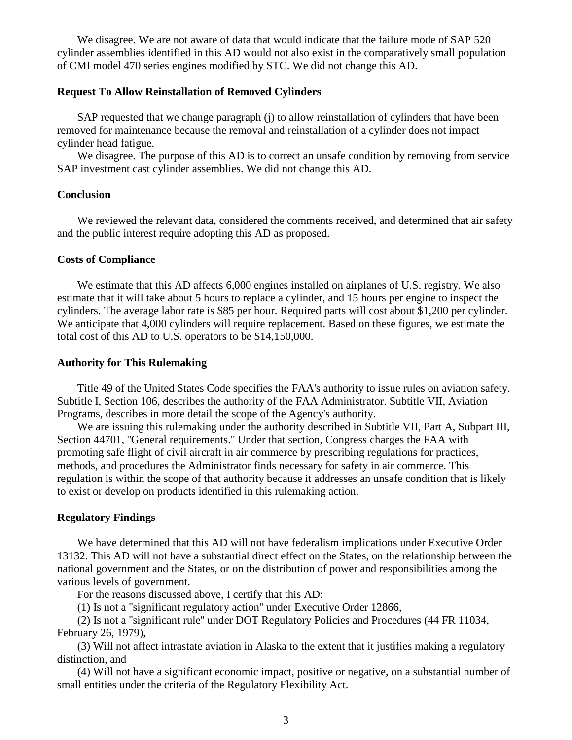We disagree. We are not aware of data that would indicate that the failure mode of SAP 520 cylinder assemblies identified in this AD would not also exist in the comparatively small population of CMI model 470 series engines modified by STC. We did not change this AD.

### Request To Allow Reinstallation of Removed Cylinders

SAP requested that we change paragraph (j) to allow reinstallation of cylinders that have been removed for maintenance because the removal and reinstallation of a cylinder does not impact cylinder head fatigue.

We disagree. The purpose of this AD is to correct an unsafe condition by removing from service SAP investment cast cylinder assemblies. We did not change this AD.

### Conclusion

We reviewed the relevant data, considered the comments received, and determined that air safety and the public interest require adopting this AD as proposed.

### Costs of Compliance

We estimate that this AD affects 6,000 engines installed on airplanes of U.S. registry. We also estimate that it will take about 5 hours to replace a cylinder, and 15 hours per engine to inspect the cylinders. The average labor rate is $85 per hour. Required parts will cost about $1,200 per cylinder. We anticipate that 4,000 cylinders will require replacement. Based on these figures, we estimate the total cost of this AD to U.S. operators to be $14,150,000.

### Authority for This Rulemaking

Title 49 of the United States Code specifies the FAA's authority to issue rules on aviation safety. Subtitle I, Section 106, describes the authority of the FAA Administrator. Subtitle VII, Aviation Programs, describes in more detail the scope of the Agency's authority.

We are issuing this rulemaking under the authority described in Subtitle VII, Part A, Subpart III, Section 44701, "General requirements." Under that section, Congress charges the FAA with promoting safe flight of civil aircraft in air commerce by prescribing regulations for practices, methods, and procedures the Administrator finds necessary for safety in air commerce. This regulation is within the scope of that authority because it addresses an unsafe condition that is likely to exist or develop on products identified in this rulemaking action.

### Regulatory Findings

We have determined that this AD will not have federalism implications under Executive Order 13132. This AD will not have a substantial direct effect on the States, on the relationship between the national government and the States, or on the distribution of power and responsibilities among the various levels of government.

For the reasons discussed above, I certify that this AD:

(1) Is not a "significant regulatory action" under Executive Order 12866,

(2) Is not a "significant rule" under DOT Regulatory Policies and Procedures (44 FR 11034, February 26, 1979),

(3) Will not affect intrastate aviation in Alaska to the extent that it justifies making a regulatory distinction, and

(4) Will not have a significant economic impact, positive or negative, on a substantial number of small entities under the criteria of the Regulatory Flexibility Act.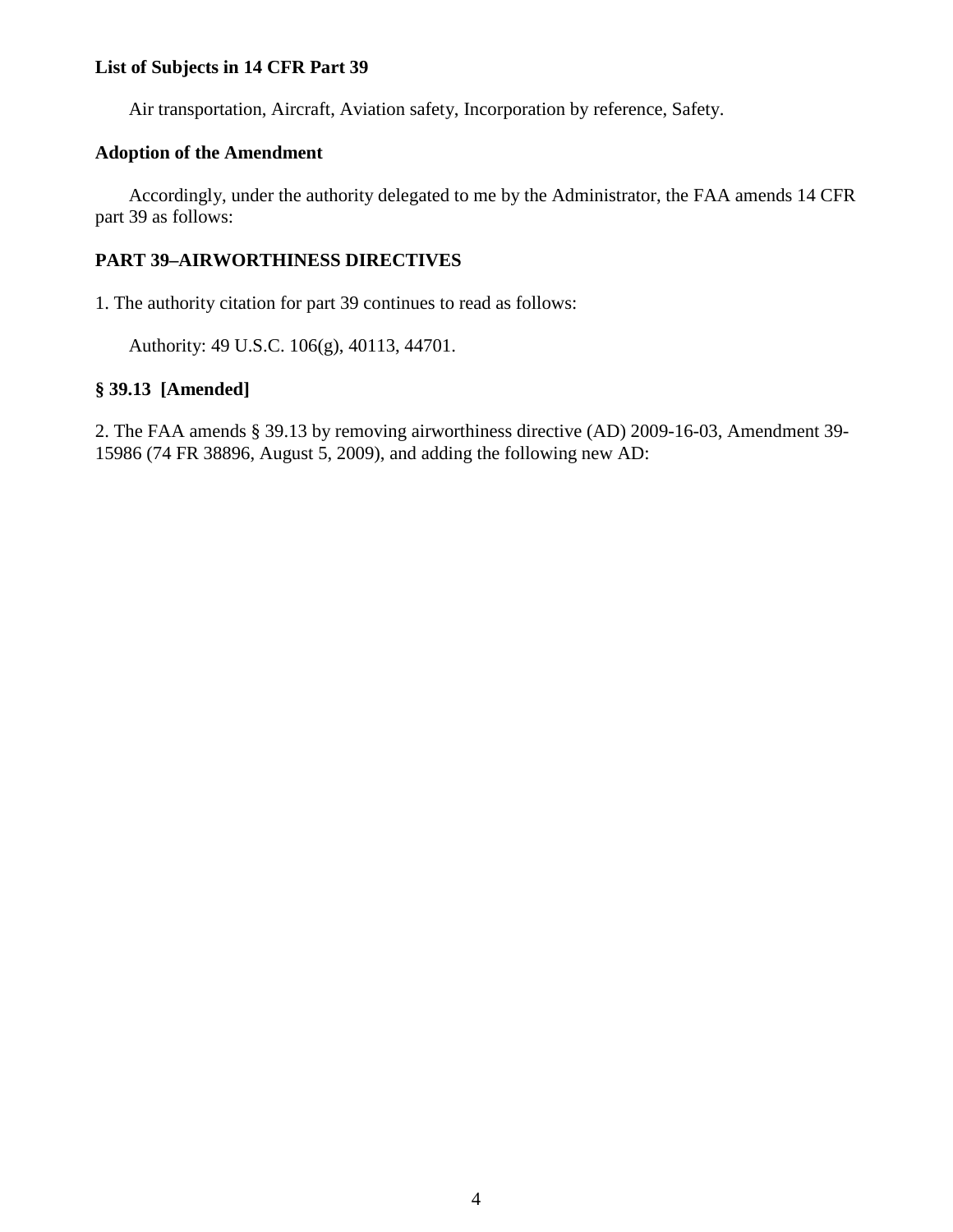**List of Subjects in 14 CFR Part 39**

Air transportation, Aircraft, Aviation safety, Incorporation by reference, Safety.

**Adoption of the Amendment**

Accordingly, under the authority delegated to me by the Administrator, the FAA amends 14 CFR part 39 as follows:

**PART 39–AIRWORTHINESS DIRECTIVES**

1. The authority citation for part 39 continues to read as follows:

Authority: 49 U.S.C. 106(g), 40113, 44701.

**§ 39.13 [Amended]**

2. The FAA amends § 39.13 by removing airworthiness directive (AD) 2009-16-03, Amendment 39-15986 (74 FR 38896, August 5, 2009), and adding the following new AD: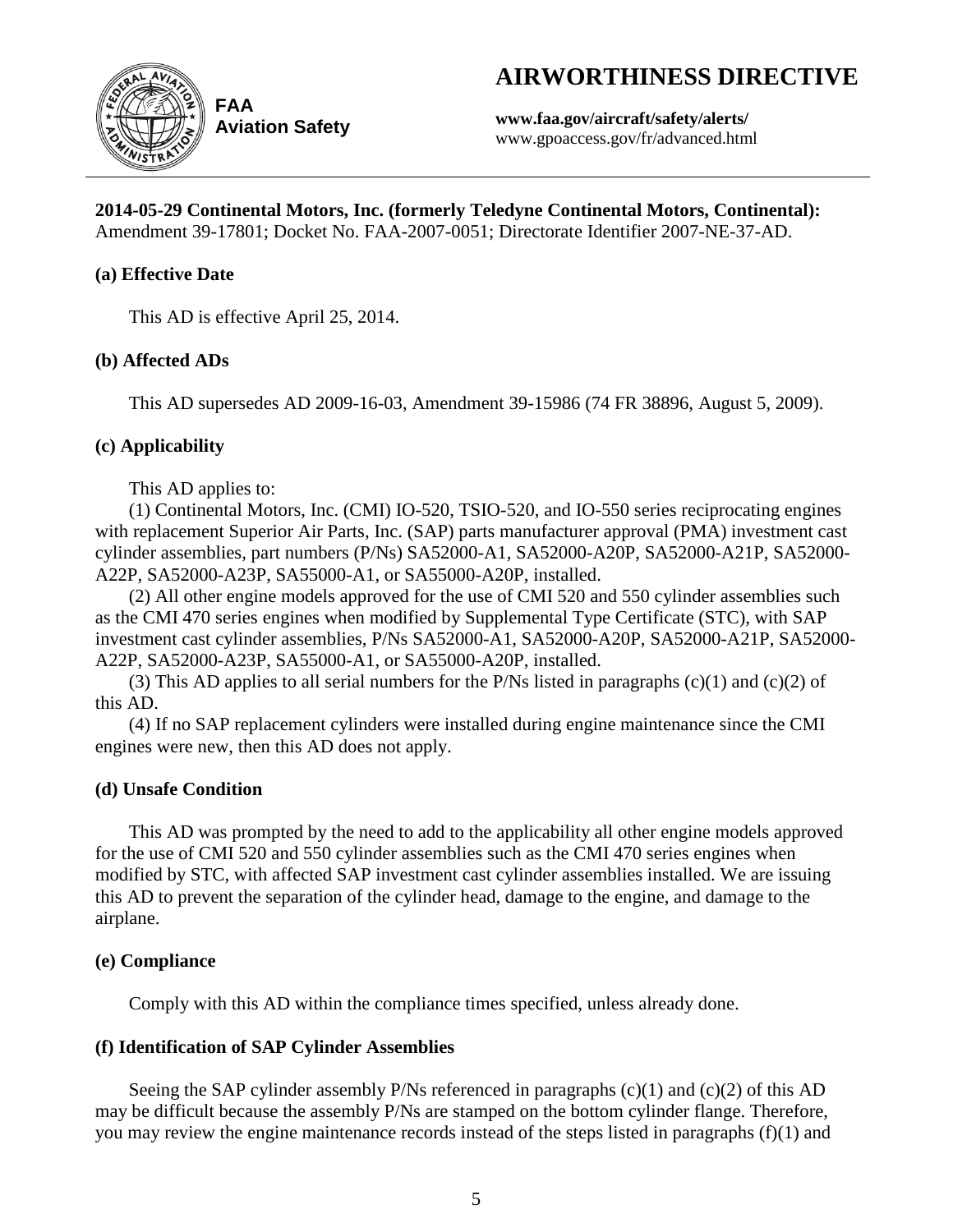# AIRWORTHINESS DIRECTIVE

**FAA**
**Aviation Safety**

**www.faa.gov/aircraft/safety/alerts/**
www.gpoaccess.gov/fr/advanced.html

**2014-05-29 Continental Motors, Inc. (formerly Teledyne Continental Motors, Continental):** Amendment 39-17801; Docket No. FAA-2007-0051; Directorate Identifier 2007-NE-37-AD.

### (a) Effective Date

This AD is effective April 25, 2014.

### (b) Affected ADs

This AD supersedes AD 2009-16-03, Amendment 39-15986 (74 FR 38896, August 5, 2009).

### (c) Applicability

This AD applies to:

(1) Continental Motors, Inc. (CMI) IO-520, TSIO-520, and IO-550 series reciprocating engines with replacement Superior Air Parts, Inc. (SAP) parts manufacturer approval (PMA) investment cast cylinder assemblies, part numbers (P/Ns) SA52000-A1, SA52000-A20P, SA52000-A21P, SA52000-A22P, SA52000-A23P, SA55000-A1, or SA55000-A20P, installed.

(2) All other engine models approved for the use of CMI 520 and 550 cylinder assemblies such as the CMI 470 series engines when modified by Supplemental Type Certificate (STC), with SAP investment cast cylinder assemblies, P/Ns SA52000-A1, SA52000-A20P, SA52000-A21P, SA52000-A22P, SA52000-A23P, SA55000-A1, or SA55000-A20P, installed.

(3) This AD applies to all serial numbers for the P/Ns listed in paragraphs (c)(1) and (c)(2) of this AD.

(4) If no SAP replacement cylinders were installed during engine maintenance since the CMI engines were new, then this AD does not apply.

### (d) Unsafe Condition

This AD was prompted by the need to add to the applicability all other engine models approved for the use of CMI 520 and 550 cylinder assemblies such as the CMI 470 series engines when modified by STC, with affected SAP investment cast cylinder assemblies installed. We are issuing this AD to prevent the separation of the cylinder head, damage to the engine, and damage to the airplane.

### (e) Compliance

Comply with this AD within the compliance times specified, unless already done.

### (f) Identification of SAP Cylinder Assemblies

Seeing the SAP cylinder assembly P/Ns referenced in paragraphs (c)(1) and (c)(2) of this AD may be difficult because the assembly P/Ns are stamped on the bottom cylinder flange. Therefore, you may review the engine maintenance records instead of the steps listed in paragraphs (f)(1) and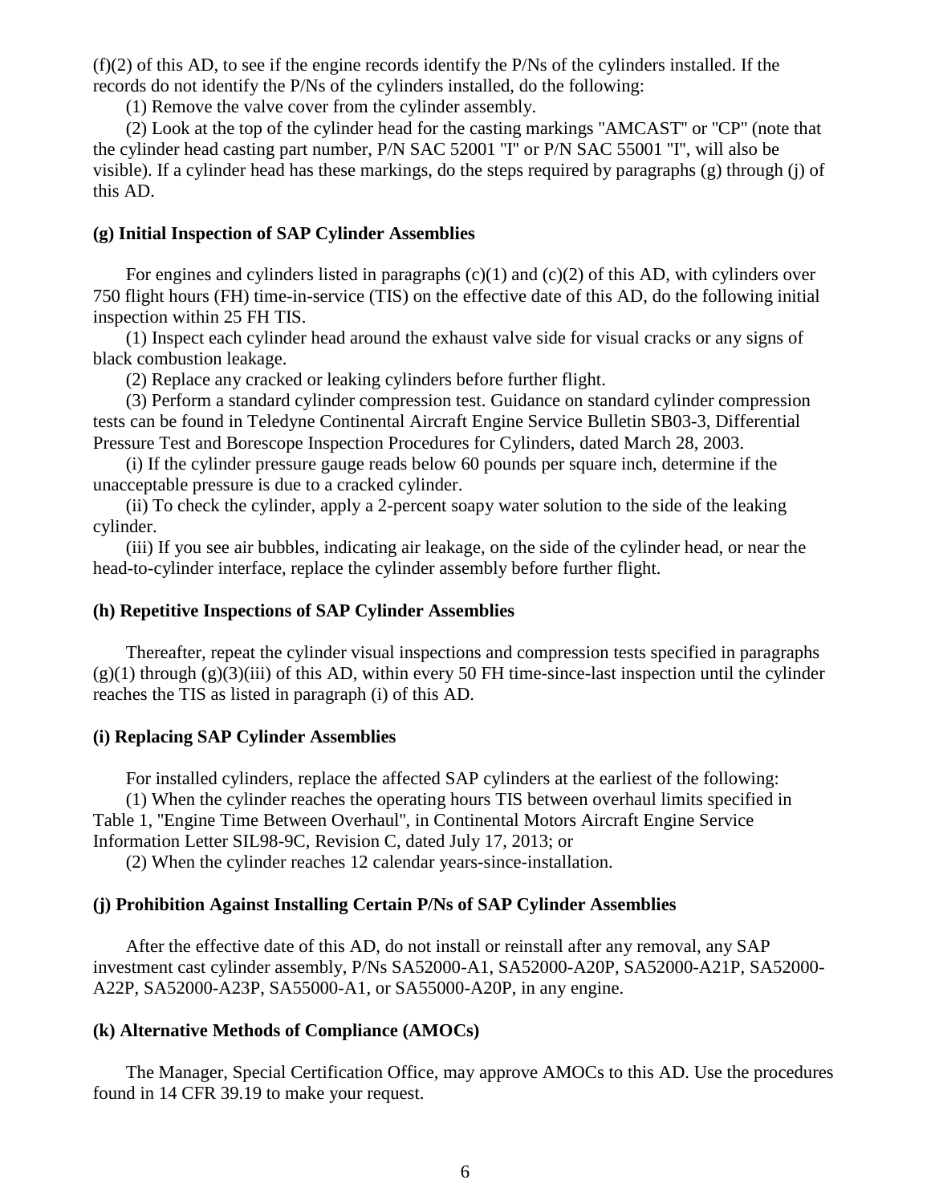(f)(2) of this AD, to see if the engine records identify the P/Ns of the cylinders installed. If the records do not identify the P/Ns of the cylinders installed, do the following:

(1) Remove the valve cover from the cylinder assembly.

(2) Look at the top of the cylinder head for the casting markings "AMCAST" or "CP" (note that the cylinder head casting part number, P/N SAC 52001 "I" or P/N SAC 55001 "I", will also be visible). If a cylinder head has these markings, do the steps required by paragraphs (g) through (j) of this AD.

**(g) Initial Inspection of SAP Cylinder Assemblies**

For engines and cylinders listed in paragraphs (c)(1) and (c)(2) of this AD, with cylinders over 750 flight hours (FH) time-in-service (TIS) on the effective date of this AD, do the following initial inspection within 25 FH TIS.

(1) Inspect each cylinder head around the exhaust valve side for visual cracks or any signs of black combustion leakage.

(2) Replace any cracked or leaking cylinders before further flight.

(3) Perform a standard cylinder compression test. Guidance on standard cylinder compression tests can be found in Teledyne Continental Aircraft Engine Service Bulletin SB03-3, Differential Pressure Test and Borescope Inspection Procedures for Cylinders, dated March 28, 2003.

(i) If the cylinder pressure gauge reads below 60 pounds per square inch, determine if the unacceptable pressure is due to a cracked cylinder.

(ii) To check the cylinder, apply a 2-percent soapy water solution to the side of the leaking cylinder.

(iii) If you see air bubbles, indicating air leakage, on the side of the cylinder head, or near the head-to-cylinder interface, replace the cylinder assembly before further flight.

**(h) Repetitive Inspections of SAP Cylinder Assemblies**

Thereafter, repeat the cylinder visual inspections and compression tests specified in paragraphs (g)(1) through (g)(3)(iii) of this AD, within every 50 FH time-since-last inspection until the cylinder reaches the TIS as listed in paragraph (i) of this AD.

**(i) Replacing SAP Cylinder Assemblies**

For installed cylinders, replace the affected SAP cylinders at the earliest of the following:

(1) When the cylinder reaches the operating hours TIS between overhaul limits specified in Table 1, "Engine Time Between Overhaul", in Continental Motors Aircraft Engine Service Information Letter SIL98-9C, Revision C, dated July 17, 2013; or

(2) When the cylinder reaches 12 calendar years-since-installation.

**(j) Prohibition Against Installing Certain P/Ns of SAP Cylinder Assemblies**

After the effective date of this AD, do not install or reinstall after any removal, any SAP investment cast cylinder assembly, P/Ns SA52000-A1, SA52000-A20P, SA52000-A21P, SA52000-A22P, SA52000-A23P, SA55000-A1, or SA55000-A20P, in any engine.

**(k) Alternative Methods of Compliance (AMOCs)**

The Manager, Special Certification Office, may approve AMOCs to this AD. Use the procedures found in 14 CFR 39.19 to make your request.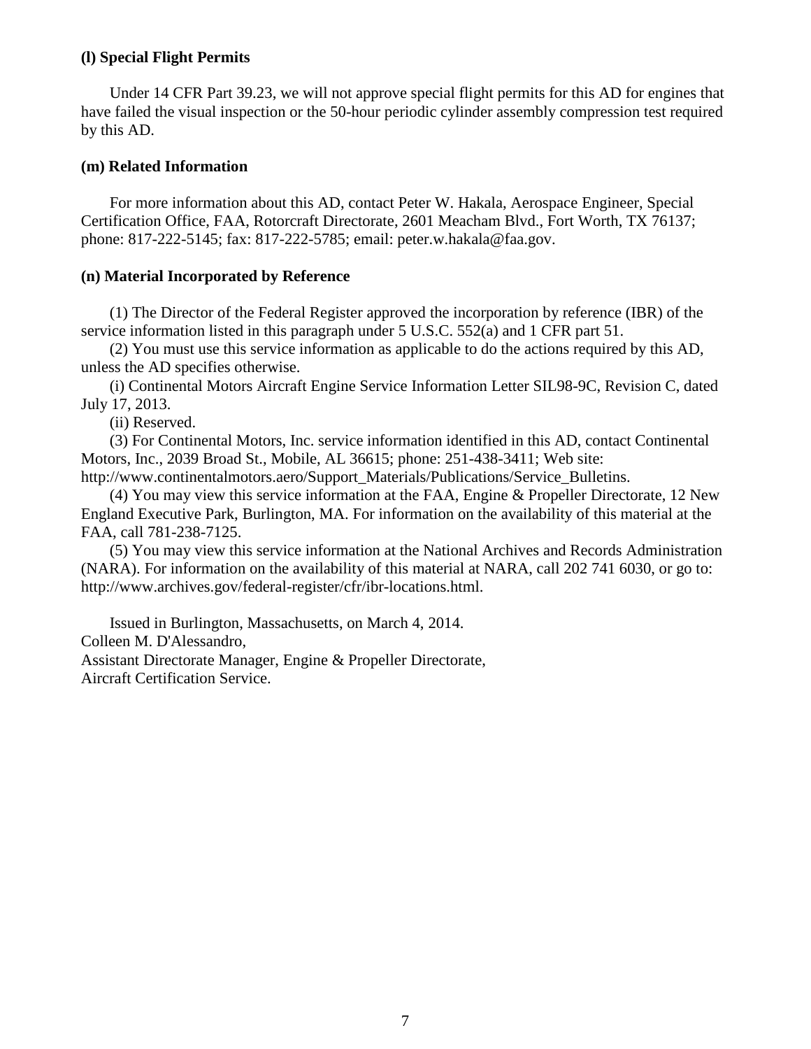**(l) Special Flight Permits**

Under 14 CFR Part 39.23, we will not approve special flight permits for this AD for engines that have failed the visual inspection or the 50-hour periodic cylinder assembly compression test required by this AD.

**(m) Related Information**

For more information about this AD, contact Peter W. Hakala, Aerospace Engineer, Special Certification Office, FAA, Rotorcraft Directorate, 2601 Meacham Blvd., Fort Worth, TX 76137; phone: 817-222-5145; fax: 817-222-5785; email: peter.w.hakala@faa.gov.

**(n) Material Incorporated by Reference**

(1) The Director of the Federal Register approved the incorporation by reference (IBR) of the service information listed in this paragraph under 5 U.S.C. 552(a) and 1 CFR part 51.

(2) You must use this service information as applicable to do the actions required by this AD, unless the AD specifies otherwise.

(i) Continental Motors Aircraft Engine Service Information Letter SIL98-9C, Revision C, dated July 17, 2013.

(ii) Reserved.

(3) For Continental Motors, Inc. service information identified in this AD, contact Continental Motors, Inc., 2039 Broad St., Mobile, AL 36615; phone: 251-438-3411; Web site: http://www.continentalmotors.aero/Support_Materials/Publications/Service_Bulletins.

(4) You may view this service information at the FAA, Engine & Propeller Directorate, 12 New England Executive Park, Burlington, MA. For information on the availability of this material at the FAA, call 781-238-7125.

(5) You may view this service information at the National Archives and Records Administration (NARA). For information on the availability of this material at NARA, call 202 741 6030, or go to: http://www.archives.gov/federal-register/cfr/ibr-locations.html.

Issued in Burlington, Massachusetts, on March 4, 2014.
Colleen M. D'Alessandro,
Assistant Directorate Manager, Engine & Propeller Directorate,
Aircraft Certification Service.